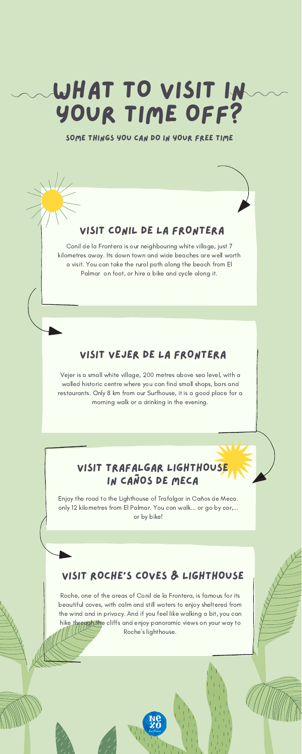# WHAT TO VISIT IN YOUR TIME OFF?

SOME THINGS YOU CAN DO IN YOUR FREE TIME

## VISIT CONIL DE LA FRONTERA

Conil de la Frontera is our neighbouring white village, just 7 kilometres away. Its down town and wide beaches are well worth a visit. You can take the rural path along the beach from El Palmar on foot, or hire a bike and cycle along it.

## VISIT VEJER DE LA FRONTERA

Vejer is a small white village, 200 metres above sea level, with a walled historic centre where you can find small shops, bars and restaurants. Only 8 km from our Surfhouse, it is a good place for a morning walk or a drinking in the evening.

## VISIT TRAFALGAR LIGHTHOUSE IN CAÑOS DE MECA

Enjoy the road to the Lighthouse of Trafalgar in Caños de Meca. only 12 kilometres from El Palmar. You can walk... or go by car,... or by bike!

## VISIT ROCHE'S COVES & LIGHTHOUSE

Roche, one of the areas of Conil de la Frontera, is famous for its beautiful coves, with calm and still waters to enjoy sheltered from the wind and in privacy. And if you feel like walking a bit, you can hike through the cliffs and enjoy panoramic views on your way to Roche's lighthouse.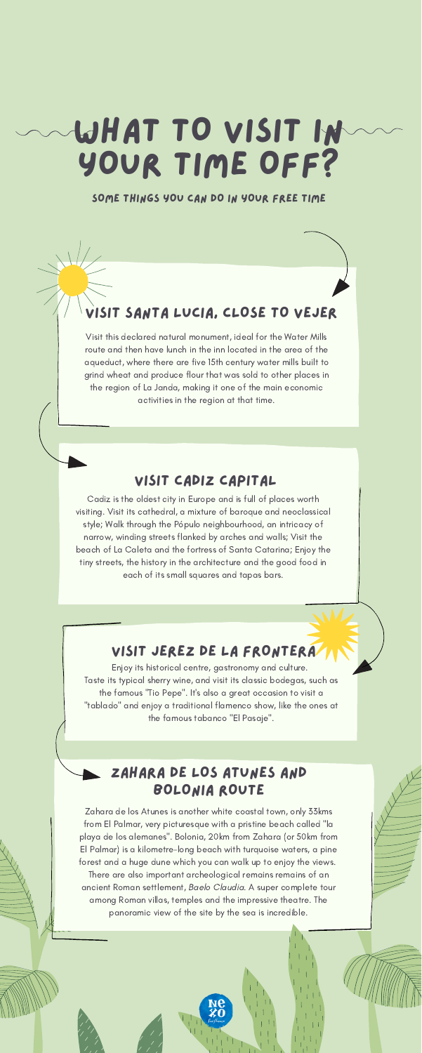# WHAT TO VISIT IN YOUR TIME OFF?

SOME THINGS YOU CAN DO IN YOUR FREE TIME

## VISIT SANTA LUCIA, CLOSE TO VEJER

Visit this declared natural monument, ideal for the Water Mills route and then have lunch in the inn located in the area of the aqueduct, where there are five 15th century water mills built to grind wheat and produce flour that was sold to other places in the region of La Janda, making it one of the main economic activities in the region at that time.

## VISIT CADIZ CAPITAL

Cadiz is the oldest city in Europe and is full of places worth visiting. Visit its cathedral, a mixture of baroque and neoclassical style; Walk through the Pópulo neighbourhood, an intricacy of narrow, winding streets flanked by arches and walls; Visit the beach of La Caleta and the fortress of Santa Catarina; Enjoy the tiny streets, the history in the architecture and the good food in each of its small squares and tapas bars.

## VISIT JEREZ DE LA FRONTERA

Enjoy its historical centre, gastronomy and culture. Taste its typical sherry wine, and visit its classic bodegas, such as the famous "Tio Pepe". It's also a great occasion to visit a "tablado" and enjoy a traditional flamenco show, like the ones at the famous tabanco "El Pasaje".

## ZAHARA DE LOS ATUNES AND BOLONIA ROUTE

Zahara de los Atunes is another white coastal town, only 33kms from El Palmar, very picturesque with a pristine beach called "la playa de los alemanes". Bolonia, 20km from Zahara (or 50km from El Palmar) is a kilometre-long beach with turquoise waters, a pine forest and a huge dune which you can walk up to enjoy the views. There are also important archeological remains remains of an ancient Roman settlement, *Baelo Claudia*. A super complete tour among Roman villas, temples and the impressive theatre. The panoramic view of the site by the sea is incredible.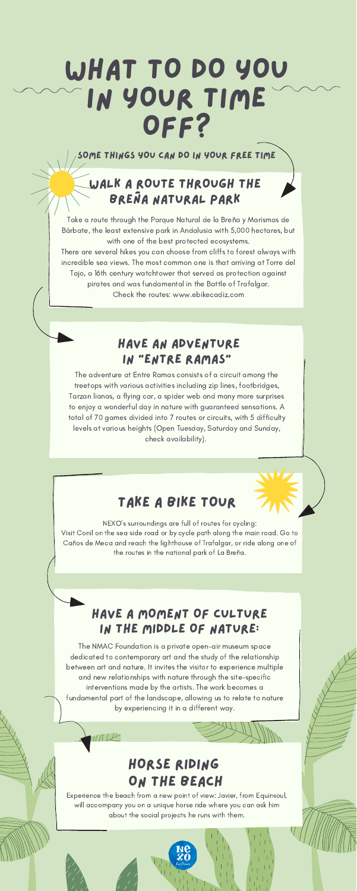# WHAT TO DO YOU IN YOUR TIME OFF?

SOME THINGS YOU CAN DO IN YOUR FREE TIME

## WALK A ROUTE THROUGH THE BREÑA NATURAL PARK

Take a route through the Parque Natural de la Breña y Marismas de Bárbate, the least extensive park in Andalusia with 5,000 hectares, but with one of the best protected ecosystems.

There are several hikes you can choose from cliffs to forest always with incredible sea views. The most common one is that arriving at Torre del Tajo, a 16th century watchtower that served as protection against pirates and was fundamental in the Battle of Trafalgar.

Check the routes: www.ebikecadiz.com

## HAVE AN ADVENTURE IN "ENTRE RAMAS"

The adventure at Entre Ramas consists of a circuit among the treetops with various activities including zip lines, footbridges, Tarzan lianas, a flying car, a spider web and many more surprises to enjoy a wonderful day in nature with guaranteed sensations. A total of 70 games divided into 7 routes or circuits, with 5 difficulty levels at various heights (Open Tuesday, Saturday and Sunday, check availability).

## TAKE A BIKE TOUR

NEXO's surroundings are full of routes for cycling:
Visit Conil on the sea side road or by cycle path along the main road. Go to Caños de Meca and reach the lighthouse of Trafalgar, or ride along one of the routes in the national park of La Breña.

## HAVE A MOMENT OF CULTURE IN THE MIDDLE OF NATURE:

The NMAC Foundation is a private open-air museum space dedicated to contemporary art and the study of the relationship between art and nature. It invites the visitor to experience multiple and new relationships with nature through the site-specific interventions made by the artists. The work becomes a fundamental part of the landscape, allowing us to relate to nature by experiencing it in a different way.

## HORSE RIDING ON THE BEACH

Experience the beach from a new point of view: Javier, from Equinsoul, will accompany you on a unique horse ride where you can ask him about the social projects he runs with them.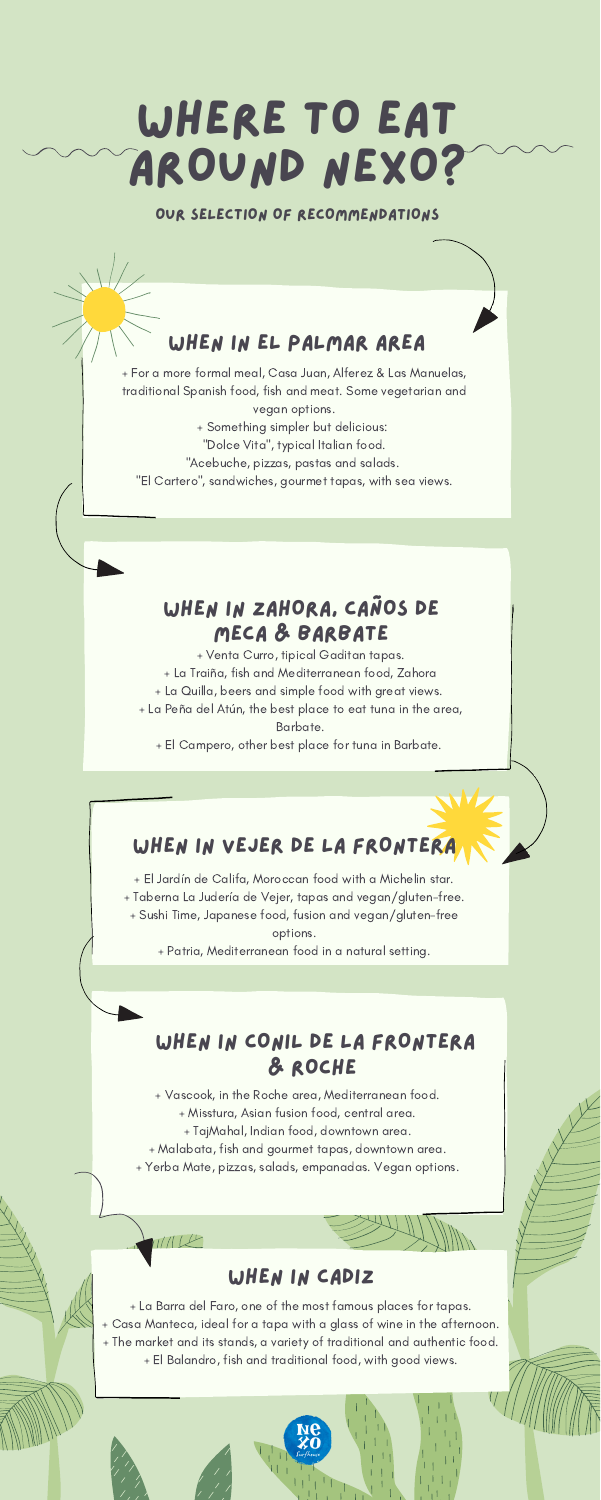# WHERE TO EAT AROUND NEXO?

OUR SELECTION OF RECOMMENDATIONS

## WHEN IN EL PALMAR AREA

+ For a more formal meal, Casa Juan, Alferez & Las Manuelas, traditional Spanish food, fish and meat. Some vegetarian and vegan options.
+ Something simpler but delicious:
"Dolce Vita", typical Italian food.
"Acebuche, pizzas, pastas and salads.
"El Cartero", sandwiches, gourmet tapas, with sea views.

## WHEN IN ZAHORA, CAÑOS DE MECA & BARBATE

+ Venta Curro, tipical Gaditan tapas.
+ La Traiña, fish and Mediterranean food, Zahora
+ La Quilla, beers and simple food with great views.
+ La Peña del Atún, the best place to eat tuna in the area, Barbate.
+ El Campero, other best place for tuna in Barbate.

## WHEN IN VEJER DE LA FRONTERA

+ El Jardín de Califa, Moroccan food with a Michelin star.
+ Taberna La Judería de Vejer, tapas and vegan/gluten-free.
+ Sushi Time, Japanese food, fusion and vegan/gluten-free options.
+ Patria, Mediterranean food in a natural setting.

## WHEN IN CONIL DE LA FRONTERA & ROCHE

+ Vascook, in the Roche area, Mediterranean food.
+ Misstura, Asian fusion food, central area.
+ TajMahal, Indian food, downtown area.
+ Malabata, fish and gourmet tapas, downtown area.
+ Yerba Mate, pizzas, salads, empanadas. Vegan options.

## WHEN IN CADIZ

+ La Barra del Faro, one of the most famous places for tapas.
+ Casa Manteca, ideal for a tapa with a glass of wine in the afternoon.
+ The market and its stands, a variety of traditional and authentic food.
+ El Balandro, fish and traditional food, with good views.